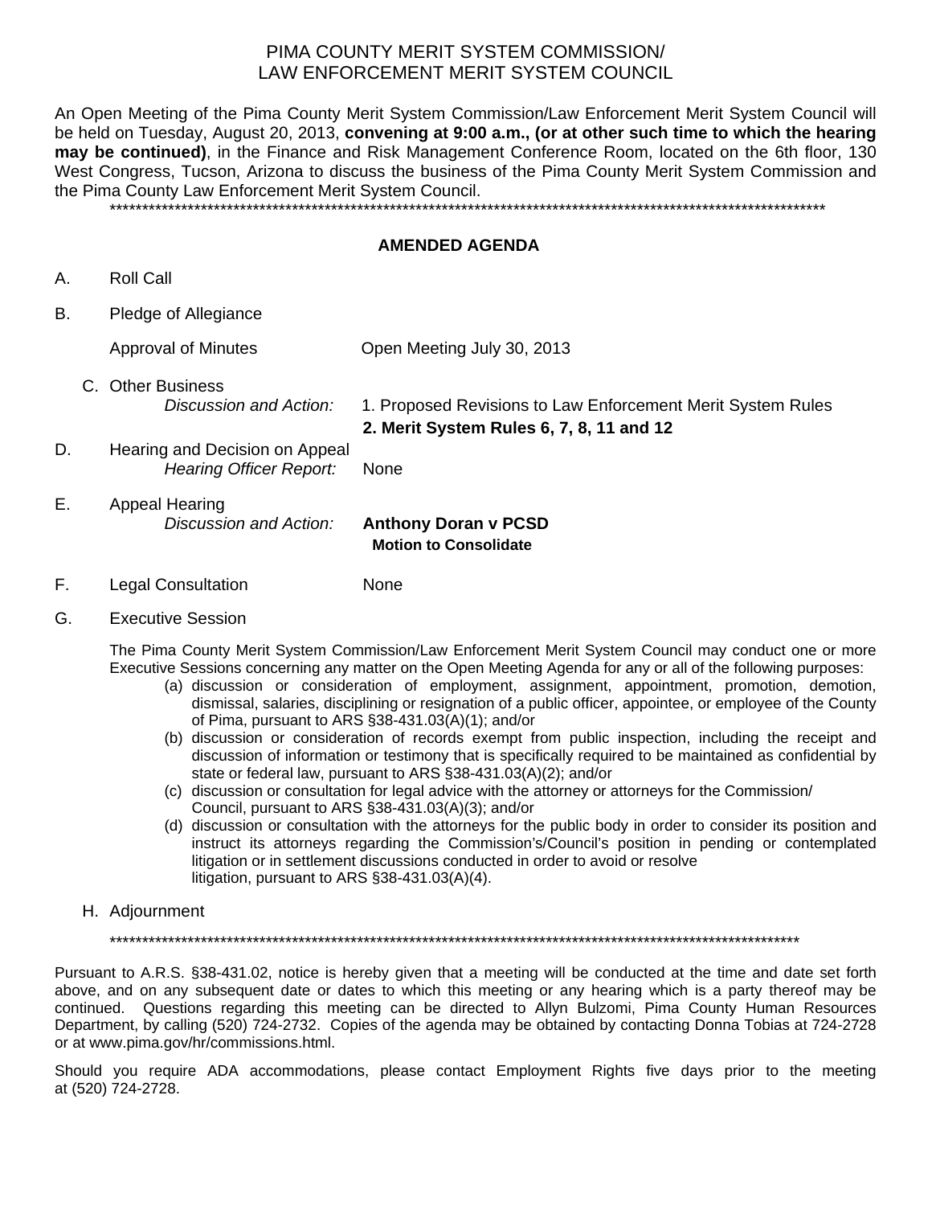# PIMA COUNTY MERIT SYSTEM COMMISSION/ LAW ENFORCEMENT MERIT SYSTEM COUNCIL

An Open Meeting of the Pima County Merit System Commission/Law Enforcement Merit System Council will be held on Tuesday, August 20, 2013, **convening at 9:00 a.m., (or at other such time to which the hearing may be continued)**, in the Finance and Risk Management Conference Room, located on the 6th floor, 130 West Congress, Tucson, Arizona to discuss the business of the Pima County Merit System Commission and the Pima County Law Enforcement Merit System Council.

*******************************************************************************************************************

## AMENDED AGENDA

A. Roll Call

B. Pledge of Allegiance

Approval of Minutes — Open Meeting July 30, 2013

C. Other Business

*Discussion and Action:* 1. Proposed Revisions to Law Enforcement Merit System Rules
**2. Merit System Rules 6, 7, 8, 11 and 12**

D. Hearing and Decision on Appeal

*Hearing Officer Report:* None

E. Appeal Hearing

*Discussion and Action:* **Anthony Doran v PCSD**
**Motion to Consolidate**

F. Legal Consultation — None

G. Executive Session

The Pima County Merit System Commission/Law Enforcement Merit System Council may conduct one or more Executive Sessions concerning any matter on the Open Meeting Agenda for any or all of the following purposes:

(a) discussion or consideration of employment, assignment, appointment, promotion, demotion, dismissal, salaries, disciplining or resignation of a public officer, appointee, or employee of the County of Pima, pursuant to ARS §38-431.03(A)(1); and/or
(b) discussion or consideration of records exempt from public inspection, including the receipt and discussion of information or testimony that is specifically required to be maintained as confidential by state or federal law, pursuant to ARS §38-431.03(A)(2); and/or
(c) discussion or consultation for legal advice with the attorney or attorneys for the Commission/ Council, pursuant to ARS §38-431.03(A)(3); and/or
(d) discussion or consultation with the attorneys for the public body in order to consider its position and instruct its attorneys regarding the Commission's/Council's position in pending or contemplated litigation or in settlement discussions conducted in order to avoid or resolve litigation, pursuant to ARS §38-431.03(A)(4).

H. Adjournment

*******************************************************************************************************************

Pursuant to A.R.S. §38-431.02, notice is hereby given that a meeting will be conducted at the time and date set forth above, and on any subsequent date or dates to which this meeting or any hearing which is a party thereof may be continued. Questions regarding this meeting can be directed to Allyn Bulzomi, Pima County Human Resources Department, by calling (520) 724-2732. Copies of the agenda may be obtained by contacting Donna Tobias at 724-2728 or at www.pima.gov/hr/commissions.html.

Should you require ADA accommodations, please contact Employment Rights five days prior to the meeting at (520) 724-2728.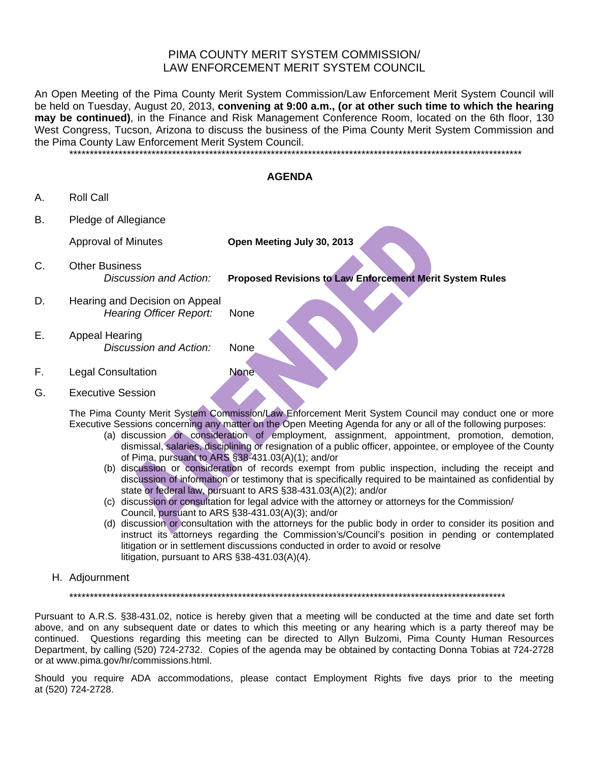# PIMA COUNTY MERIT SYSTEM COMMISSION/ LAW ENFORCEMENT MERIT SYSTEM COUNCIL

An Open Meeting of the Pima County Merit System Commission/Law Enforcement Merit System Council will be held on Tuesday, August 20, 2013, **convening at 9:00 a.m., (or at other such time to which the hearing may be continued)**, in the Finance and Risk Management Conference Room, located on the 6th floor, 130 West Congress, Tucson, Arizona to discuss the business of the Pima County Merit System Commission and the Pima County Law Enforcement Merit System Council.

******************************************************************************************************************

## AGENDA

A. Roll Call

B. Pledge of Allegiance

Approval of Minutes — **Open Meeting July 30, 2013**

C. Other Business
*Discussion and Action:* **Proposed Revisions to Law Enforcement Merit System Rules**

D. Hearing and Decision on Appeal
*Hearing Officer Report:* None

E. Appeal Hearing
*Discussion and Action:* None

F. Legal Consultation — None

G. Executive Session

The Pima County Merit System Commission/Law Enforcement Merit System Council may conduct one or more Executive Sessions concerning any matter on the Open Meeting Agenda for any or all of the following purposes:

(a) discussion or consideration of employment, assignment, appointment, promotion, demotion, dismissal, salaries, disciplining or resignation of a public officer, appointee, or employee of the County of Pima, pursuant to ARS §38-431.03(A)(1); and/or

(b) discussion or consideration of records exempt from public inspection, including the receipt and discussion of information or testimony that is specifically required to be maintained as confidential by state or federal law, pursuant to ARS §38-431.03(A)(2); and/or

(c) discussion or consultation for legal advice with the attorney or attorneys for the Commission/ Council, pursuant to ARS §38-431.03(A)(3); and/or

(d) discussion or consultation with the attorneys for the public body in order to consider its position and instruct its attorneys regarding the Commission's/Council's position in pending or contemplated litigation or in settlement discussions conducted in order to avoid or resolve litigation, pursuant to ARS §38-431.03(A)(4).

H. Adjournment

******************************************************************************************************************

Pursuant to A.R.S. §38-431.02, notice is hereby given that a meeting will be conducted at the time and date set forth above, and on any subsequent date or dates to which this meeting or any hearing which is a party thereof may be continued. Questions regarding this meeting can be directed to Allyn Bulzomi, Pima County Human Resources Department, by calling (520) 724-2732. Copies of the agenda may be obtained by contacting Donna Tobias at 724-2728 or at www.pima.gov/hr/commissions.html.

Should you require ADA accommodations, please contact Employment Rights five days prior to the meeting at (520) 724-2728.

AMENDED